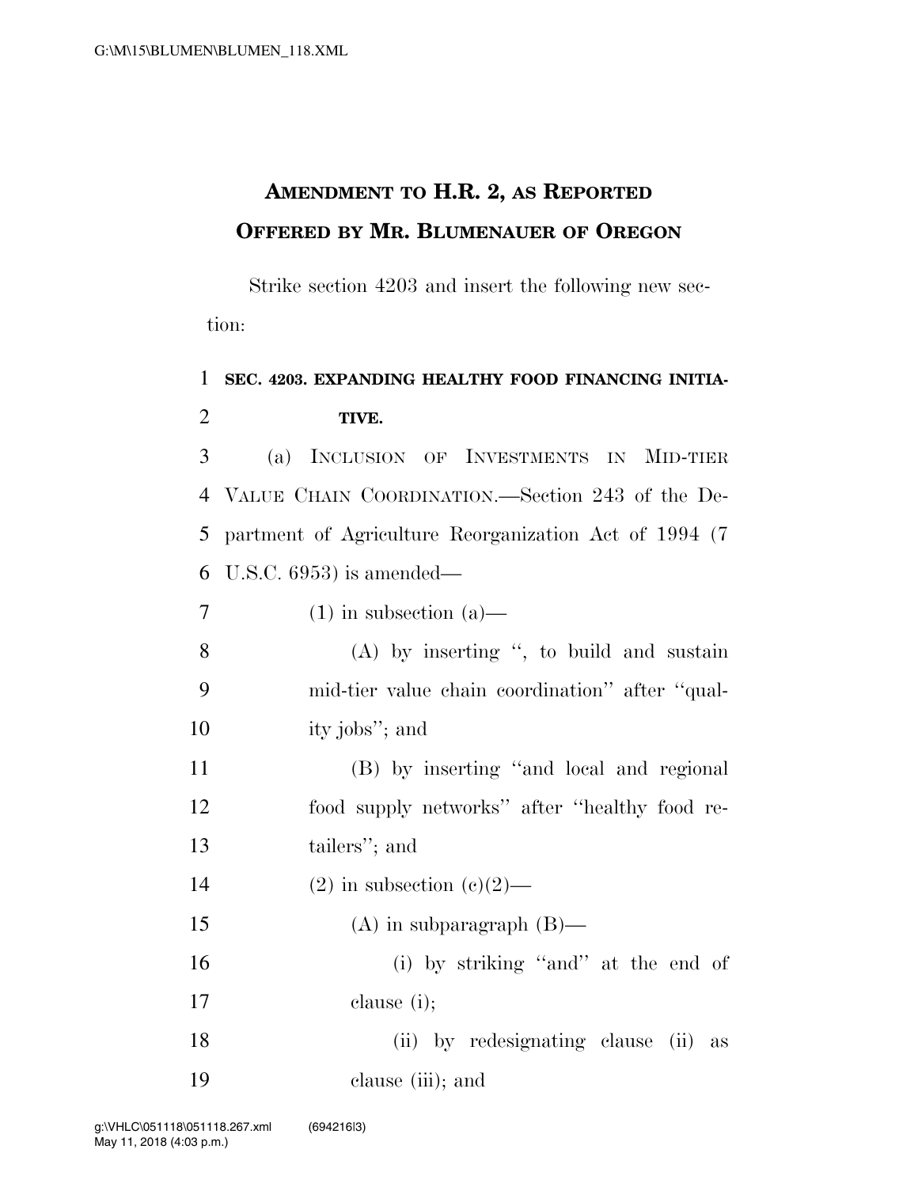# AMENDMENT TO H.R. 2, AS REPORTED OFFERED BY MR. BLUMENAUER OF OREGON

Strike section 4203 and insert the following new section:

**SEC. 4203. EXPANDING HEALTHY FOOD FINANCING INITIATIVE.**

(a) INCLUSION OF INVESTMENTS IN MID-TIER VALUE CHAIN COORDINATION.—Section 243 of the Department of Agriculture Reorganization Act of 1994 (7 U.S.C. 6953) is amended—

(1) in subsection (a)—

(A) by inserting ", to build and sustain mid-tier value chain coordination" after "quality jobs"; and

(B) by inserting "and local and regional food supply networks" after "healthy food retailers"; and

(2) in subsection (c)(2)—

(A) in subparagraph (B)—

(i) by striking "and" at the end of clause (i);

(ii) by redesignating clause (ii) as clause (iii); and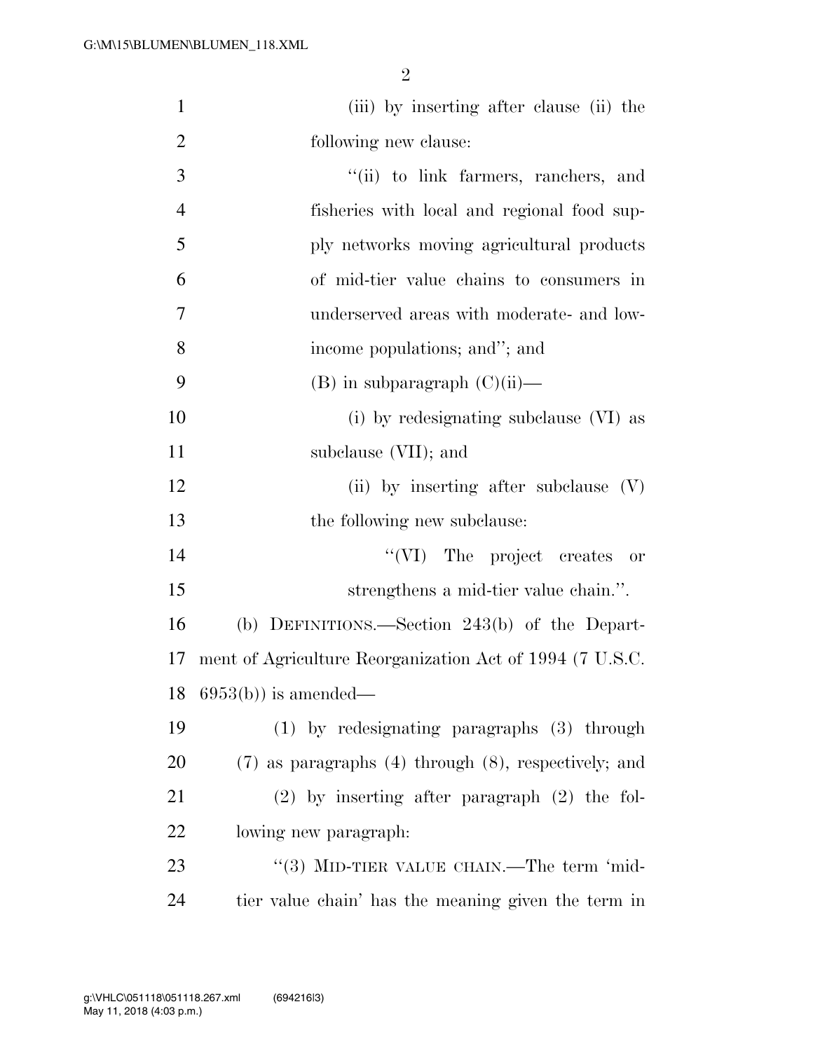(iii) by inserting after clause (ii) the following new clause:

"(ii) to link farmers, ranchers, and fisheries with local and regional food supply networks moving agricultural products of mid-tier value chains to consumers in underserved areas with moderate- and low-income populations; and"; and

(B) in subparagraph (C)(ii)—

(i) by redesignating subclause (VI) as subclause (VII); and

(ii) by inserting after subclause (V) the following new subclause:

"(VI) The project creates or strengthens a mid-tier value chain.".

(b) DEFINITIONS.—Section 243(b) of the Department of Agriculture Reorganization Act of 1994 (7 U.S.C. 6953(b)) is amended—

(1) by redesignating paragraphs (3) through (7) as paragraphs (4) through (8), respectively; and

(2) by inserting after paragraph (2) the following new paragraph:

"(3) MID-TIER VALUE CHAIN.—The term 'mid-tier value chain' has the meaning given the term in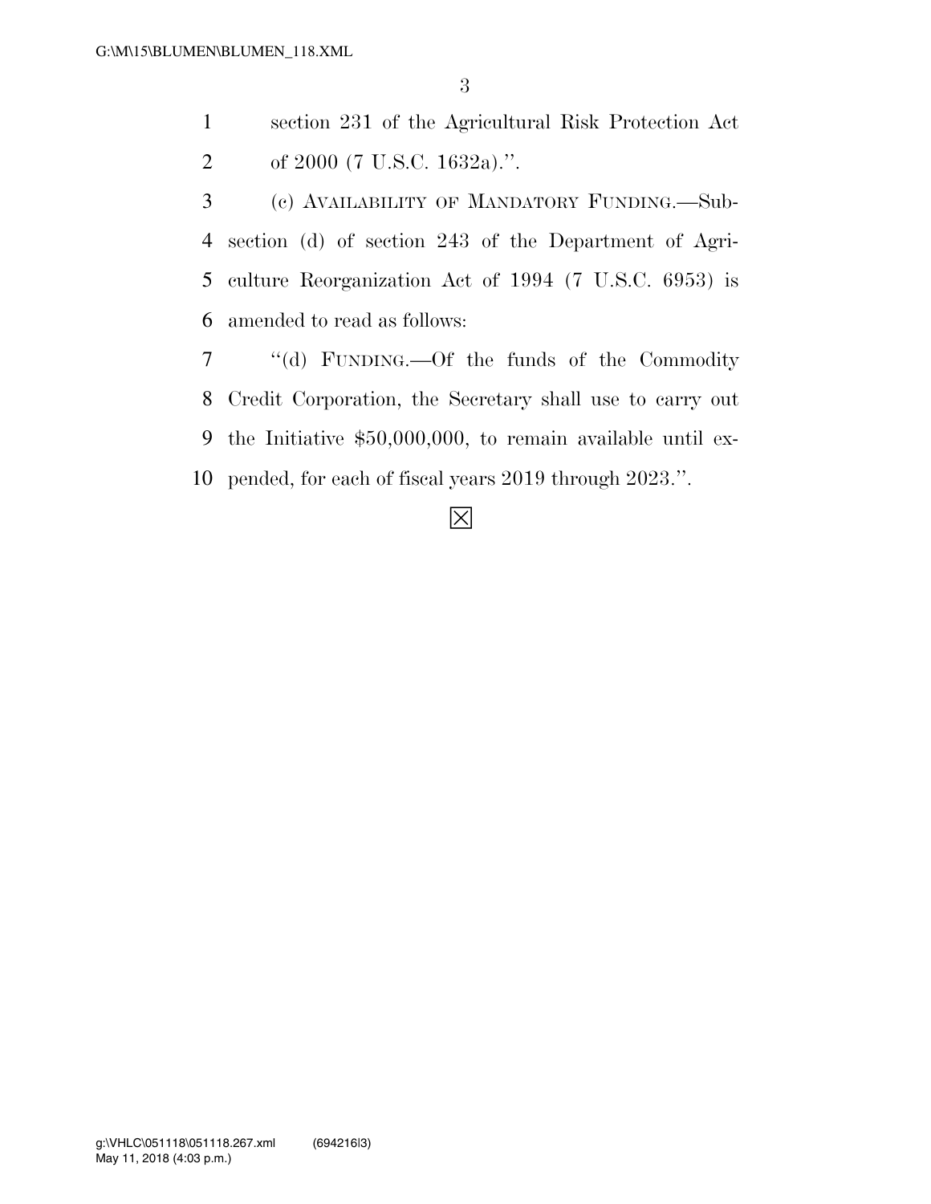section 231 of the Agricultural Risk Protection Act of 2000 (7 U.S.C. 1632a).''.

(c) AVAILABILITY OF MANDATORY FUNDING.—Subsection (d) of section 243 of the Department of Agriculture Reorganization Act of 1994 (7 U.S.C. 6953) is amended to read as follows:

''(d) FUNDING.—Of the funds of the Commodity Credit Corporation, the Secretary shall use to carry out the Initiative $50,000,000, to remain available until expended, for each of fiscal years 2019 through 2023.''.